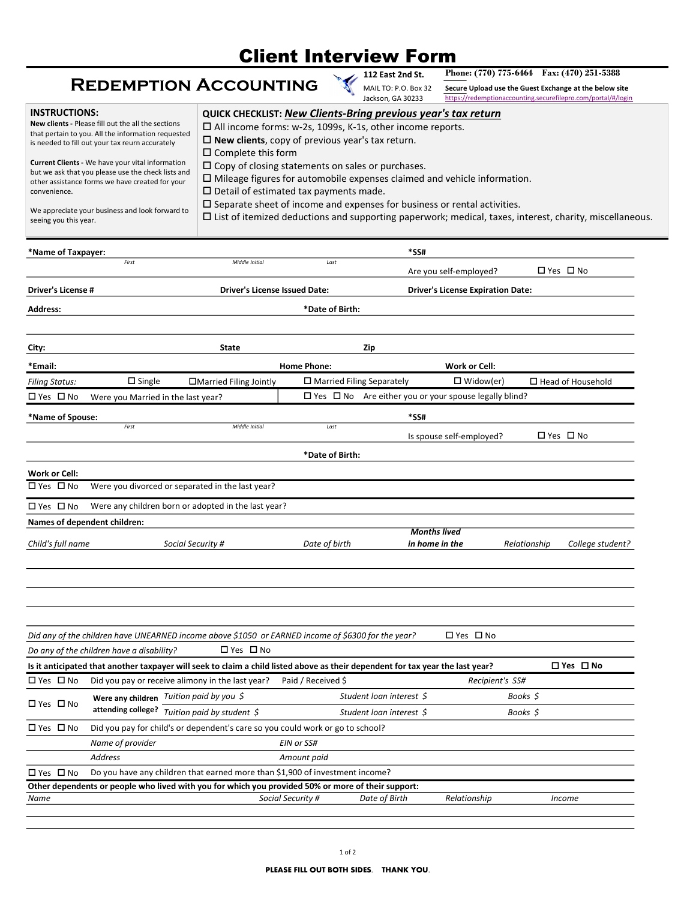# Client Interview Form

## Redemption Accounting

112 East 2nd St.
MAIL TO: P.O. Box 32
Jackson, GA 30233

**Phone: (770) 775-6464  Fax: (470) 251-5388**

**Secure Upload use the Guest Exchange at the below site**
https://redemptionaccounting.securefilepro.com/portal/#/login

**INSTRUCTIONS:**

**New clients** - Please fill out the all the sections that pertain to you. All the information requested is needed to fill out your tax reurn accurately

**Current Clients** - We have your vital information but we ask that you please use the check lists and other assistance forms we have created for your convenience.

We appreciate your business and look forward to seeing you this year.

**QUICK CHECKLIST: *New Clients-Bring previous year's tax return***

- ☐ All income forms: w-2s, 1099s, K-1s, other income reports.
- ☐ **New clients**, copy of previous year's tax return.
- ☐ Complete this form
- ☐ Copy of closing statements on sales or purchases.
- ☐ Mileage figures for automobile expenses claimed and vehicle information.
- ☐ Detail of estimated tax payments made.
- ☐ Separate sheet of income and expenses for business or rental activities.
- ☐ List of itemized deductions and supporting paperwork; medical, taxes, interest, charity, miscellaneous.

---

**\*Name of Taxpayer:** First ______ Middle Initial ______ Last ______  **\*SS#** ______

Are you self-employed? ☐ Yes ☐ No

**Driver's License #** ______ **Driver's License Issued Date:** ______ **Driver's License Expiration Date:** ______

**Address:** ______ **\*Date of Birth:** ______

**City:** ______ **State** ______ **Zip** ______

**\*Email:** ______ **Home Phone:** ______ **Work or Cell:** ______

*Filing Status:* ☐ Single ☐Married Filing Jointly ☐ Married Filing Separately ☐ Widow(er) ☐ Head of Household

☐ Yes ☐ No Were you Married in the last year?

☐ Yes ☐ No Are either you or your spouse legally blind?

**\*Name of Spouse:** First ______ Middle Initial ______ Last ______  **\*SS#** ______

Is spouse self-employed? ☐ Yes ☐ No

**\*Date of Birth:** ______

**Work or Cell:** ______

☐ Yes ☐ No Were you divorced or separated in the last year?

☐ Yes ☐ No Were any children born or adopted in the last year?

**Names of dependent children:**

| *Child's full name* | *Social Security #* | *Date of birth* | ***Months lived in home in the*** | *Relationship* | *College student?* |
|---|---|---|---|---|---|
| | | | | | |
| | | | | | |
| | | | | | |
| | | | | | |

*Did any of the children have UNEARNED income above $1050 or EARNED income of $6300 for the year?* ☐ Yes ☐ No

*Do any of the children have a disability?* ☐ Yes ☐ No

**Is it anticipated that another taxpayer will seek to claim a child listed above as their dependent for tax year the last year?** ☐ Yes ☐ No

☐ Yes ☐ No Did you pay or receive alimony in the last year? Paid / Received $ ______ *Recipient's SS#* ______

☐ Yes ☐ No **Were any children attending college?**
*Tuition paid by you $* ______ *Student loan interest $* ______ *Books $* ______
*Tuition paid by student $* ______ *Student loan interest $* ______ *Books $* ______

☐ Yes ☐ No Did you pay for child's or dependent's care so you could work or go to school?

*Name of provider* ______ *EIN or SS#* ______

*Address* ______ *Amount paid* ______

☐ Yes ☐ No Do you have any children that earned more than $1,900 of investment income?

**Other dependents or people who lived with you for which you provided 50% or more of their support:**

| *Name* | *Social Security #* | *Date of Birth* | *Relationship* | *Income* |
|---|---|---|---|---|
| | | | | |
| | | | | |

**PLEASE FILL OUT BOTH SIDES. THANK YOU.**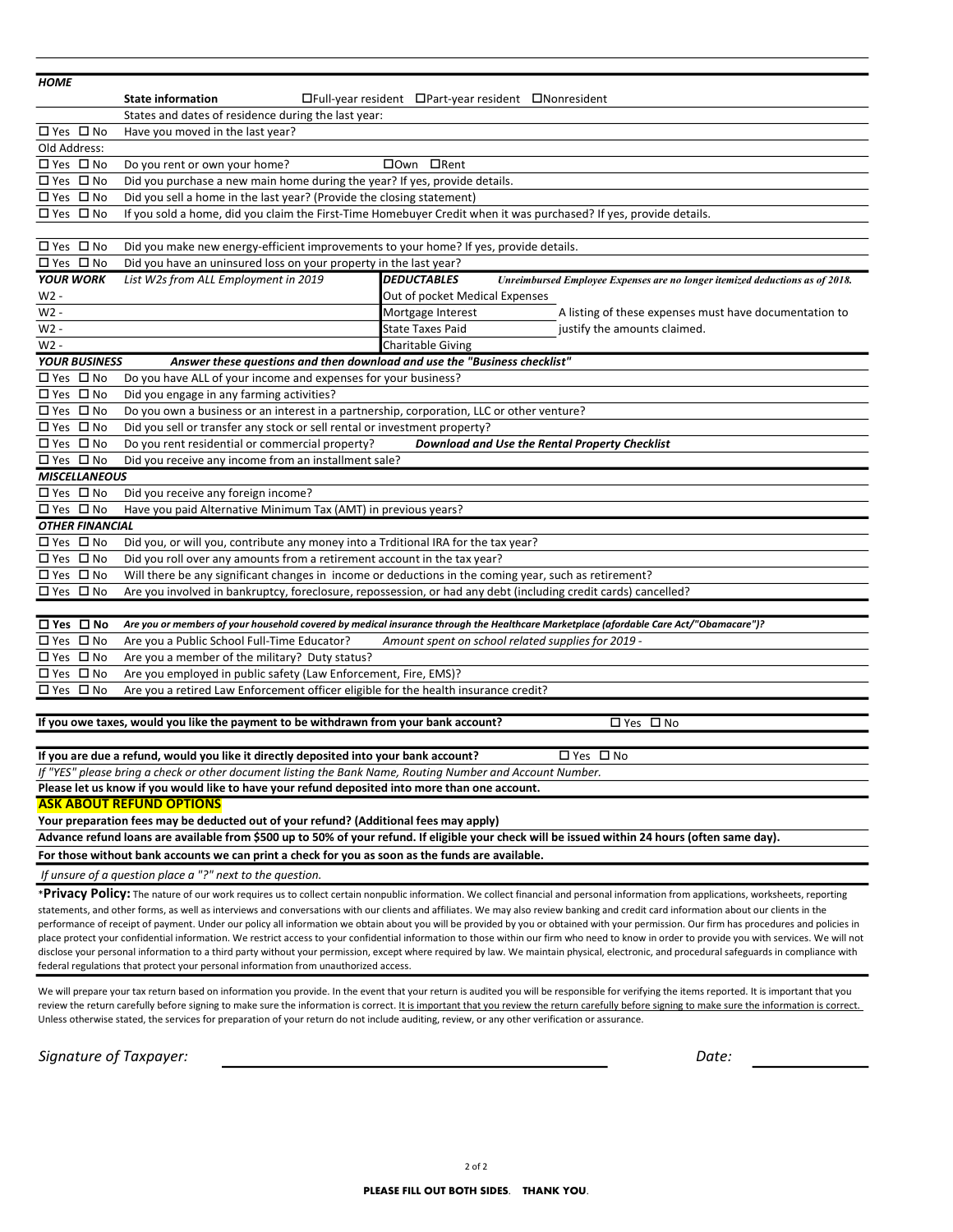***HOME***

| | | | |
|---|---|---|---|
| | **State information** | ☐Full-year resident ☐Part-year resident ☐Nonresident | |
| | States and dates of residence during the last year: | | |
| ☐ Yes ☐ No | Have you moved in the last year? | | |
| Old Address: | | | |
| ☐ Yes ☐ No | Do you rent or own your home? | ☐Own ☐Rent | |
| ☐ Yes ☐ No | Did you purchase a new main home during the year? If yes, provide details. | | |
| ☐ Yes ☐ No | Did you sell a home in the last year? (Provide the closing statement) | | |
| ☐ Yes ☐ No | If you sold a home, did you claim the First-Time Homebuyer Credit when it was purchased? If yes, provide details. | | |
| ☐ Yes ☐ No | Did you make new energy-efficient improvements to your home? If yes, provide details. | | |
| ☐ Yes ☐ No | Did you have an uninsured loss on your property in the last year? | | |

| ***YOUR WORK*** | *List W2s from ALL Employment in 2019* | ***DEDUCTABLES*** | ***Unreimbursed Employee Expenses are no longer itemized deductions as of 2018.*** |
|---|---|---|---|
| W2 - | | Out of pocket Medical Expenses | |
| W2 - | | Mortgage Interest | A listing of these expenses must have documentation to |
| W2 - | | State Taxes Paid | justify the amounts claimed. |
| W2 - | | Charitable Giving | |

***YOUR BUSINESS*** ***Answer these questions and then download and use the "Business checklist"***

| | |
|---|---|
| ☐ Yes ☐ No | Do you have ALL of your income and expenses for your business? |
| ☐ Yes ☐ No | Did you engage in any farming activities? |
| ☐ Yes ☐ No | Do you own a business or an interest in a partnership, corporation, LLC or other venture? |
| ☐ Yes ☐ No | Did you sell or transfer any stock or sell rental or investment property? |
| ☐ Yes ☐ No | Do you rent residential or commercial property? ***Download and Use the Rental Property Checklist*** |
| ☐ Yes ☐ No | Did you receive any income from an installment sale? |

***MISCELLANEOUS***

| | |
|---|---|
| ☐ Yes ☐ No | Did you receive any foreign income? |
| ☐ Yes ☐ No | Have you paid Alternative Minimum Tax (AMT) in previous years? |

***OTHER FINANCIAL***

| | |
|---|---|
| ☐ Yes ☐ No | Did you, or will you, contribute any money into a Trditional IRA for the tax year? |
| ☐ Yes ☐ No | Did you roll over any amounts from a retirement account in the tax year? |
| ☐ Yes ☐ No | Will there be any significant changes in income or deductions in the coming year, such as retirement? |
| ☐ Yes ☐ No | Are you involved in bankruptcy, foreclosure, repossession, or had any debt (including credit cards) cancelled? |

| | |
|---|---|
| **☐ Yes ☐ No** | ***Are you or members of your household covered by medical insurance through the Healthcare Marketplace (afordable Care Act/"Obamacare")?*** |
| ☐ Yes ☐ No | Are you a Public School Full-Time Educator? *Amount spent on school related supplies for 2019 -* |
| ☐ Yes ☐ No | Are you a member of the military? Duty status? |
| ☐ Yes ☐ No | Are you employed in public safety (Law Enforcement, Fire, EMS)? |
| ☐ Yes ☐ No | Are you a retired Law Enforcement officer eligible for the health insurance credit? |

**If you owe taxes, would you like the payment to be withdrawn from your bank account?** ☐ Yes ☐ No

**If you are due a refund, would you like it directly deposited into your bank account?** ☐ Yes ☐ No

*If "YES" please bring a check or other document listing the Bank Name, Routing Number and Account Number.*

**Please let us know if you would like to have your refund deposited into more than one account.**

**ASK ABOUT REFUND OPTIONS**

**Your preparation fees may be deducted out of your refund? (Additional fees may apply)**

**Advance refund loans are available from $500 up to 50% of your refund. If eligible your check will be issued within 24 hours (often same day).**

**For those without bank accounts we can print a check for you as soon as the funds are available.**

*If unsure of a question place a "?" next to the question.*

***Privacy Policy:** The nature of our work requires us to collect certain nonpublic information. We collect financial and personal information from applications, worksheets, reporting statements, and other forms, as well as interviews and conversations with our clients and affiliates. We may also review banking and credit card information about our clients in the performance of receipt of payment. Under our policy all information we obtain about you will be provided by you or obtained with your permission. Our firm has procedures and policies in place protect your confidential information. We restrict access to your confidential information to those within our firm who need to know in order to provide you with services. We will not disclose your personal information to a third party without your permission, except where required by law. We maintain physical, electronic, and procedural safeguards in compliance with federal regulations that protect your personal information from unauthorized access.

We will prepare your tax return based on information you provide. In the event that your return is audited you will be responsible for verifying the items reported. It is important that you review the return carefully before signing to make sure the information is correct. It is important that you review the return carefully before signing to make sure the information is correct. Unless otherwise stated, the services for preparation of your return do not include auditing, review, or any other verification or assurance.

*Signature of Taxpayer:* ______________________________ *Date:* __________

**PLEASE FILL OUT BOTH SIDES. THANK YOU.**